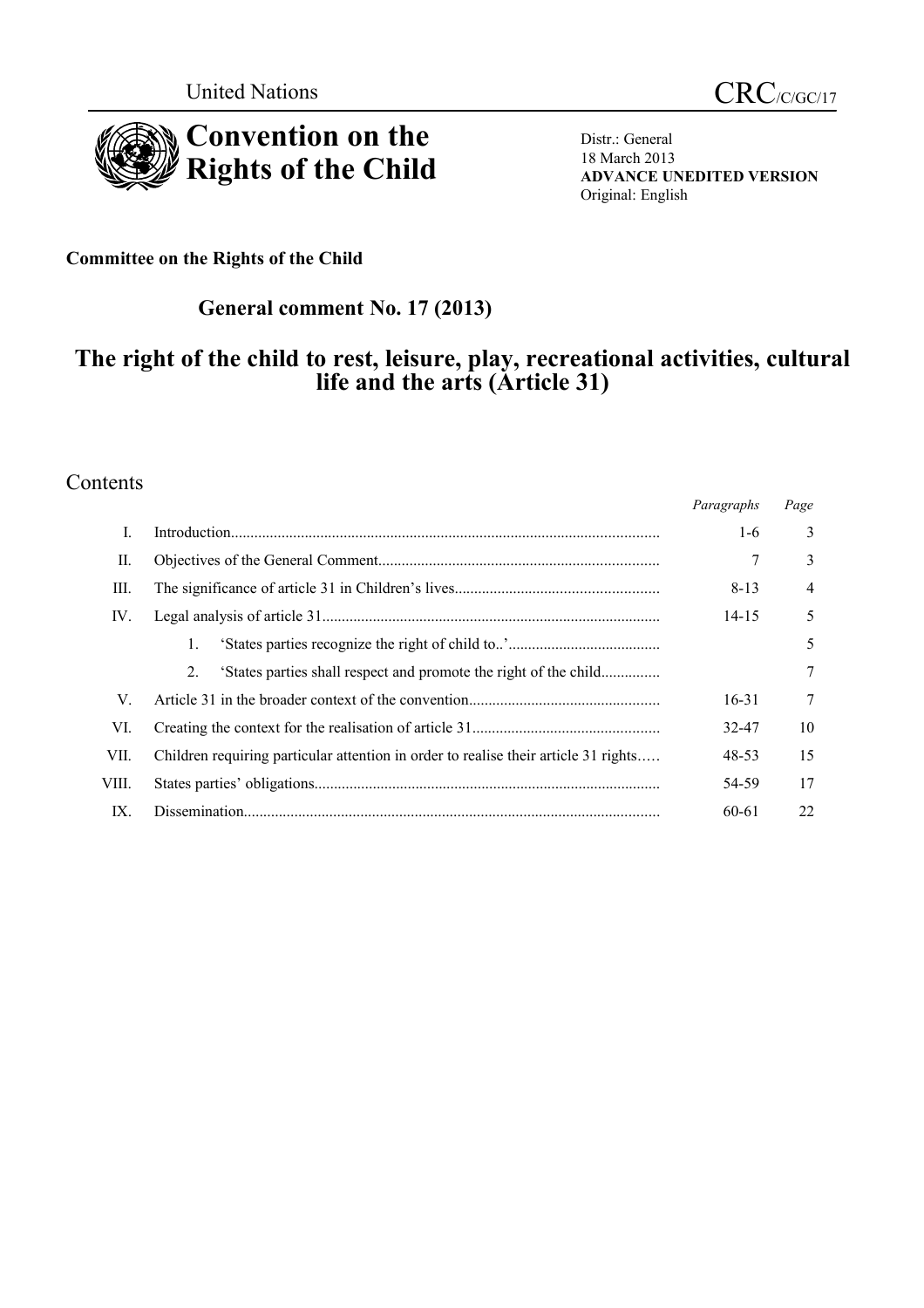United Nations

CRC/C/GC/17

# Convention on the Rights of the Child

Distr.: General
18 March 2013
**ADVANCE UNEDITED VERSION**
Original: English

**Committee on the Rights of the Child**

## General comment No. 17 (2013)

## The right of the child to rest, leisure, play, recreational activities, cultural life and the arts (Article 31)

## Contents

| | | *Paragraphs* | *Page* |
|---|---|---|---|
| I. | Introduction | 1-6 | 3 |
| II. | Objectives of the General Comment | 7 | 3 |
| III. | The significance of article 31 in Children's lives | 8-13 | 4 |
| IV. | Legal analysis of article 31 | 14-15 | 5 |
| | 1. 'States parties recognize the right of child to..' | | 5 |
| | 2. 'States parties shall respect and promote the right of the child | | 7 |
| V. | Article 31 in the broader context of the convention | 16-31 | 7 |
| VI. | Creating the context for the realisation of article 31 | 32-47 | 10 |
| VII. | Children requiring particular attention in order to realise their article 31 rights | 48-53 | 15 |
| VIII. | States parties' obligations | 54-59 | 17 |
| IX. | Dissemination | 60-61 | 22 |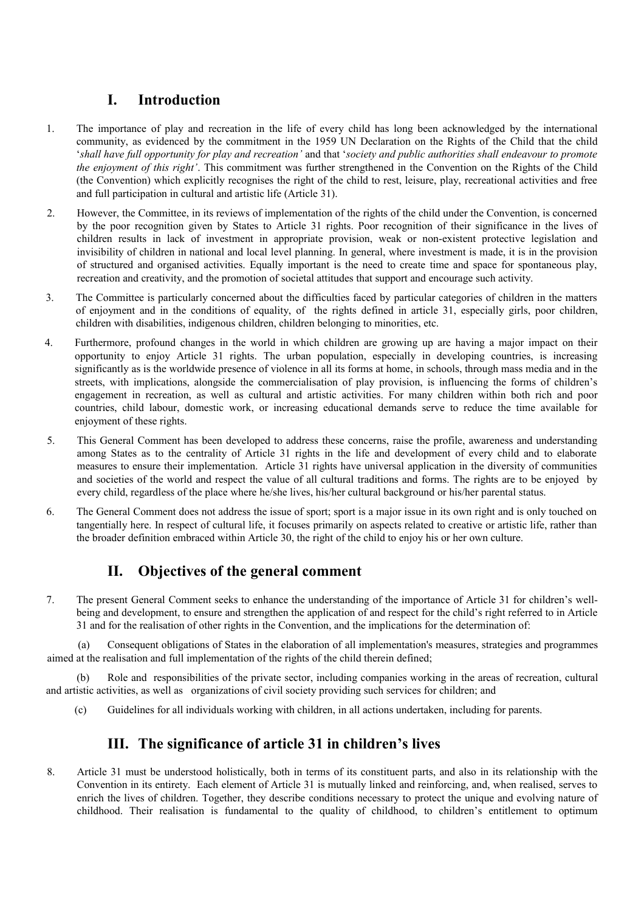## I. Introduction

1. The importance of play and recreation in the life of every child has long been acknowledged by the international community, as evidenced by the commitment in the 1959 UN Declaration on the Rights of the Child that the child '*shall have full opportunity for play and recreation'* and that '*society and public authorities shall endeavour to promote the enjoyment of this right'*. This commitment was further strengthened in the Convention on the Rights of the Child (the Convention) which explicitly recognises the right of the child to rest, leisure, play, recreational activities and free and full participation in cultural and artistic life (Article 31).

2. However, the Committee, in its reviews of implementation of the rights of the child under the Convention, is concerned by the poor recognition given by States to Article 31 rights. Poor recognition of their significance in the lives of children results in lack of investment in appropriate provision, weak or non-existent protective legislation and invisibility of children in national and local level planning. In general, where investment is made, it is in the provision of structured and organised activities. Equally important is the need to create time and space for spontaneous play, recreation and creativity, and the promotion of societal attitudes that support and encourage such activity.

3. The Committee is particularly concerned about the difficulties faced by particular categories of children in the matters of enjoyment and in the conditions of equality, of the rights defined in article 31, especially girls, poor children, children with disabilities, indigenous children, children belonging to minorities, etc.

4. Furthermore, profound changes in the world in which children are growing up are having a major impact on their opportunity to enjoy Article 31 rights. The urban population, especially in developing countries, is increasing significantly as is the worldwide presence of violence in all its forms at home, in schools, through mass media and in the streets, with implications, alongside the commercialisation of play provision, is influencing the forms of children's engagement in recreation, as well as cultural and artistic activities. For many children within both rich and poor countries, child labour, domestic work, or increasing educational demands serve to reduce the time available for enjoyment of these rights.

5. This General Comment has been developed to address these concerns, raise the profile, awareness and understanding among States as to the centrality of Article 31 rights in the life and development of every child and to elaborate measures to ensure their implementation. Article 31 rights have universal application in the diversity of communities and societies of the world and respect the value of all cultural traditions and forms. The rights are to be enjoyed by every child, regardless of the place where he/she lives, his/her cultural background or his/her parental status.

6. The General Comment does not address the issue of sport; sport is a major issue in its own right and is only touched on tangentially here. In respect of cultural life, it focuses primarily on aspects related to creative or artistic life, rather than the broader definition embraced within Article 30, the right of the child to enjoy his or her own culture.

## II. Objectives of the general comment

7. The present General Comment seeks to enhance the understanding of the importance of Article 31 for children's well-being and development, to ensure and strengthen the application of and respect for the child's right referred to in Article 31 and for the realisation of other rights in the Convention, and the implications for the determination of:

   (a) Consequent obligations of States in the elaboration of all implementation's measures, strategies and programmes aimed at the realisation and full implementation of the rights of the child therein defined;

   (b) Role and responsibilities of the private sector, including companies working in the areas of recreation, cultural and artistic activities, as well as organizations of civil society providing such services for children; and

   (c) Guidelines for all individuals working with children, in all actions undertaken, including for parents.

## III. The significance of article 31 in children's lives

8. Article 31 must be understood holistically, both in terms of its constituent parts, and also in its relationship with the Convention in its entirety. Each element of Article 31 is mutually linked and reinforcing, and, when realised, serves to enrich the lives of children. Together, they describe conditions necessary to protect the unique and evolving nature of childhood. Their realisation is fundamental to the quality of childhood, to children's entitlement to optimum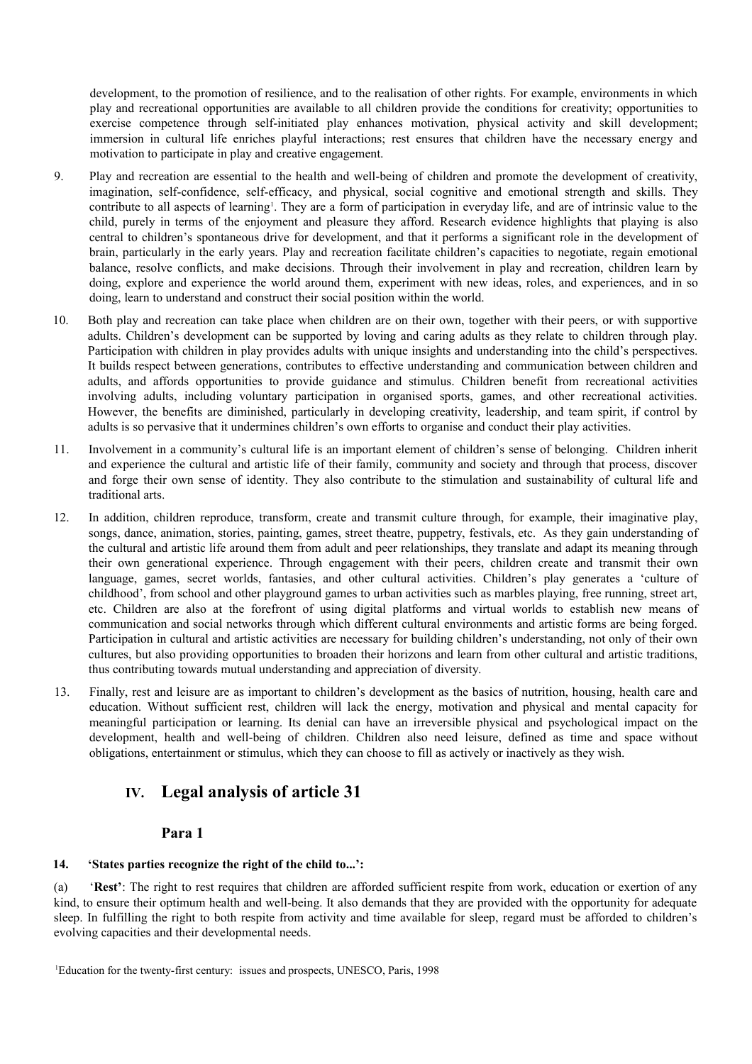development, to the promotion of resilience, and to the realisation of other rights. For example, environments in which play and recreational opportunities are available to all children provide the conditions for creativity; opportunities to exercise competence through self-initiated play enhances motivation, physical activity and skill development; immersion in cultural life enriches playful interactions; rest ensures that children have the necessary energy and motivation to participate in play and creative engagement.

9. Play and recreation are essential to the health and well-being of children and promote the development of creativity, imagination, self-confidence, self-efficacy, and physical, social cognitive and emotional strength and skills. They contribute to all aspects of learning[1]. They are a form of participation in everyday life, and are of intrinsic value to the child, purely in terms of the enjoyment and pleasure they afford. Research evidence highlights that playing is also central to children's spontaneous drive for development, and that it performs a significant role in the development of brain, particularly in the early years. Play and recreation facilitate children's capacities to negotiate, regain emotional balance, resolve conflicts, and make decisions. Through their involvement in play and recreation, children learn by doing, explore and experience the world around them, experiment with new ideas, roles, and experiences, and in so doing, learn to understand and construct their social position within the world.

10. Both play and recreation can take place when children are on their own, together with their peers, or with supportive adults. Children's development can be supported by loving and caring adults as they relate to children through play. Participation with children in play provides adults with unique insights and understanding into the child's perspectives. It builds respect between generations, contributes to effective understanding and communication between children and adults, and affords opportunities to provide guidance and stimulus. Children benefit from recreational activities involving adults, including voluntary participation in organised sports, games, and other recreational activities. However, the benefits are diminished, particularly in developing creativity, leadership, and team spirit, if control by adults is so pervasive that it undermines children's own efforts to organise and conduct their play activities.

11. Involvement in a community's cultural life is an important element of children's sense of belonging. Children inherit and experience the cultural and artistic life of their family, community and society and through that process, discover and forge their own sense of identity. They also contribute to the stimulation and sustainability of cultural life and traditional arts.

12. In addition, children reproduce, transform, create and transmit culture through, for example, their imaginative play, songs, dance, animation, stories, painting, games, street theatre, puppetry, festivals, etc. As they gain understanding of the cultural and artistic life around them from adult and peer relationships, they translate and adapt its meaning through their own generational experience. Through engagement with their peers, children create and transmit their own language, games, secret worlds, fantasies, and other cultural activities. Children's play generates a 'culture of childhood', from school and other playground games to urban activities such as marbles playing, free running, street art, etc. Children are also at the forefront of using digital platforms and virtual worlds to establish new means of communication and social networks through which different cultural environments and artistic forms are being forged. Participation in cultural and artistic activities are necessary for building children's understanding, not only of their own cultures, but also providing opportunities to broaden their horizons and learn from other cultural and artistic traditions, thus contributing towards mutual understanding and appreciation of diversity.

13. Finally, rest and leisure are as important to children's development as the basics of nutrition, housing, health care and education. Without sufficient rest, children will lack the energy, motivation and physical and mental capacity for meaningful participation or learning. Its denial can have an irreversible physical and psychological impact on the development, health and well-being of children. Children also need leisure, defined as time and space without obligations, entertainment or stimulus, which they can choose to fill as actively or inactively as they wish.

## IV. Legal analysis of article 31

### Para 1

**14. 'States parties recognize the right of the child to...':**

(a) '**Rest**': The right to rest requires that children are afforded sufficient respite from work, education or exertion of any kind, to ensure their optimum health and well-being. It also demands that they are provided with the opportunity for adequate sleep. In fulfilling the right to both respite from activity and time available for sleep, regard must be afforded to children's evolving capacities and their developmental needs.

[1] Education for the twenty-first century: issues and prospects, UNESCO, Paris, 1998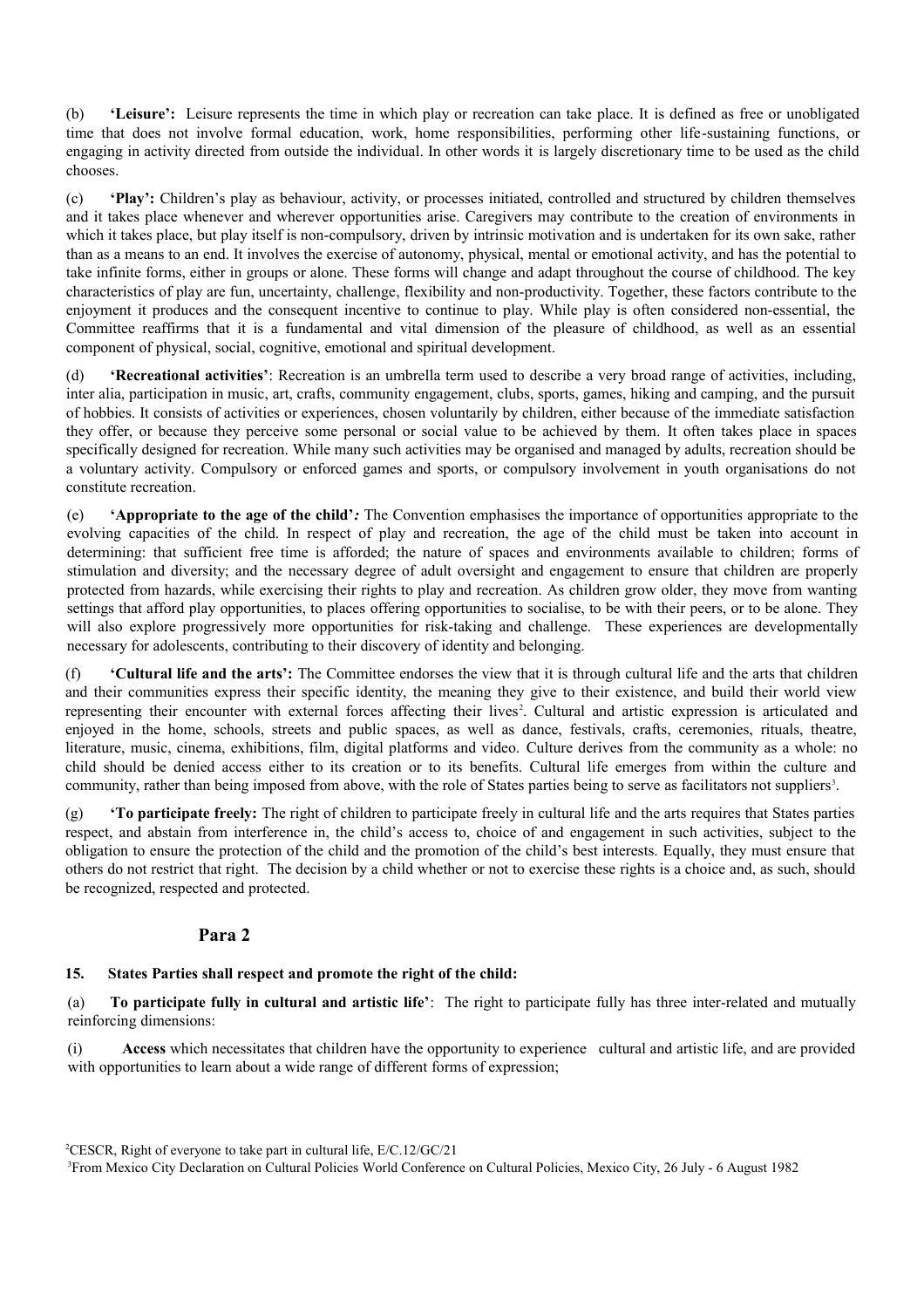(b) **'Leisure':** Leisure represents the time in which play or recreation can take place. It is defined as free or unobligated time that does not involve formal education, work, home responsibilities, performing other life-sustaining functions, or engaging in activity directed from outside the individual. In other words it is largely discretionary time to be used as the child chooses.

(c) **'Play':** Children's play as behaviour, activity, or processes initiated, controlled and structured by children themselves and it takes place whenever and wherever opportunities arise. Caregivers may contribute to the creation of environments in which it takes place, but play itself is non-compulsory, driven by intrinsic motivation and is undertaken for its own sake, rather than as a means to an end. It involves the exercise of autonomy, physical, mental or emotional activity, and has the potential to take infinite forms, either in groups or alone. These forms will change and adapt throughout the course of childhood. The key characteristics of play are fun, uncertainty, challenge, flexibility and non-productivity. Together, these factors contribute to the enjoyment it produces and the consequent incentive to continue to play. While play is often considered non-essential, the Committee reaffirms that it is a fundamental and vital dimension of the pleasure of childhood, as well as an essential component of physical, social, cognitive, emotional and spiritual development.

(d) **'Recreational activities'**: Recreation is an umbrella term used to describe a very broad range of activities, including, inter alia, participation in music, art, crafts, community engagement, clubs, sports, games, hiking and camping, and the pursuit of hobbies. It consists of activities or experiences, chosen voluntarily by children, either because of the immediate satisfaction they offer, or because they perceive some personal or social value to be achieved by them. It often takes place in spaces specifically designed for recreation. While many such activities may be organised and managed by adults, recreation should be a voluntary activity. Compulsory or enforced games and sports, or compulsory involvement in youth organisations do not constitute recreation.

(e) **'Appropriate to the age of the child'***:* The Convention emphasises the importance of opportunities appropriate to the evolving capacities of the child. In respect of play and recreation, the age of the child must be taken into account in determining: that sufficient free time is afforded; the nature of spaces and environments available to children; forms of stimulation and diversity; and the necessary degree of adult oversight and engagement to ensure that children are properly protected from hazards, while exercising their rights to play and recreation. As children grow older, they move from wanting settings that afford play opportunities, to places offering opportunities to socialise, to be with their peers, or to be alone. They will also explore progressively more opportunities for risk-taking and challenge. These experiences are developmentally necessary for adolescents, contributing to their discovery of identity and belonging.

(f) **'Cultural life and the arts':** The Committee endorses the view that it is through cultural life and the arts that children and their communities express their specific identity, the meaning they give to their existence, and build their world view representing their encounter with external forces affecting their lives[2]. Cultural and artistic expression is articulated and enjoyed in the home, schools, streets and public spaces, as well as dance, festivals, crafts, ceremonies, rituals, theatre, literature, music, cinema, exhibitions, film, digital platforms and video. Culture derives from the community as a whole: no child should be denied access either to its creation or to its benefits. Cultural life emerges from within the culture and community, rather than being imposed from above, with the role of States parties being to serve as facilitators not suppliers[3].

(g) **'To participate freely:** The right of children to participate freely in cultural life and the arts requires that States parties respect, and abstain from interference in, the child's access to, choice of and engagement in such activities, subject to the obligation to ensure the protection of the child and the promotion of the child's best interests. Equally, they must ensure that others do not restrict that right. The decision by a child whether or not to exercise these rights is a choice and, as such, should be recognized, respected and protected.

## Para 2

**15. States Parties shall respect and promote the right of the child:**

(a) **To participate fully in cultural and artistic life'**: The right to participate fully has three inter-related and mutually reinforcing dimensions:

(i) **Access** which necessitates that children have the opportunity to experience cultural and artistic life, and are provided with opportunities to learn about a wide range of different forms of expression;

[2]CESCR, Right of everyone to take part in cultural life, E/C.12/GC/21

[3]From Mexico City Declaration on Cultural Policies World Conference on Cultural Policies, Mexico City, 26 July - 6 August 1982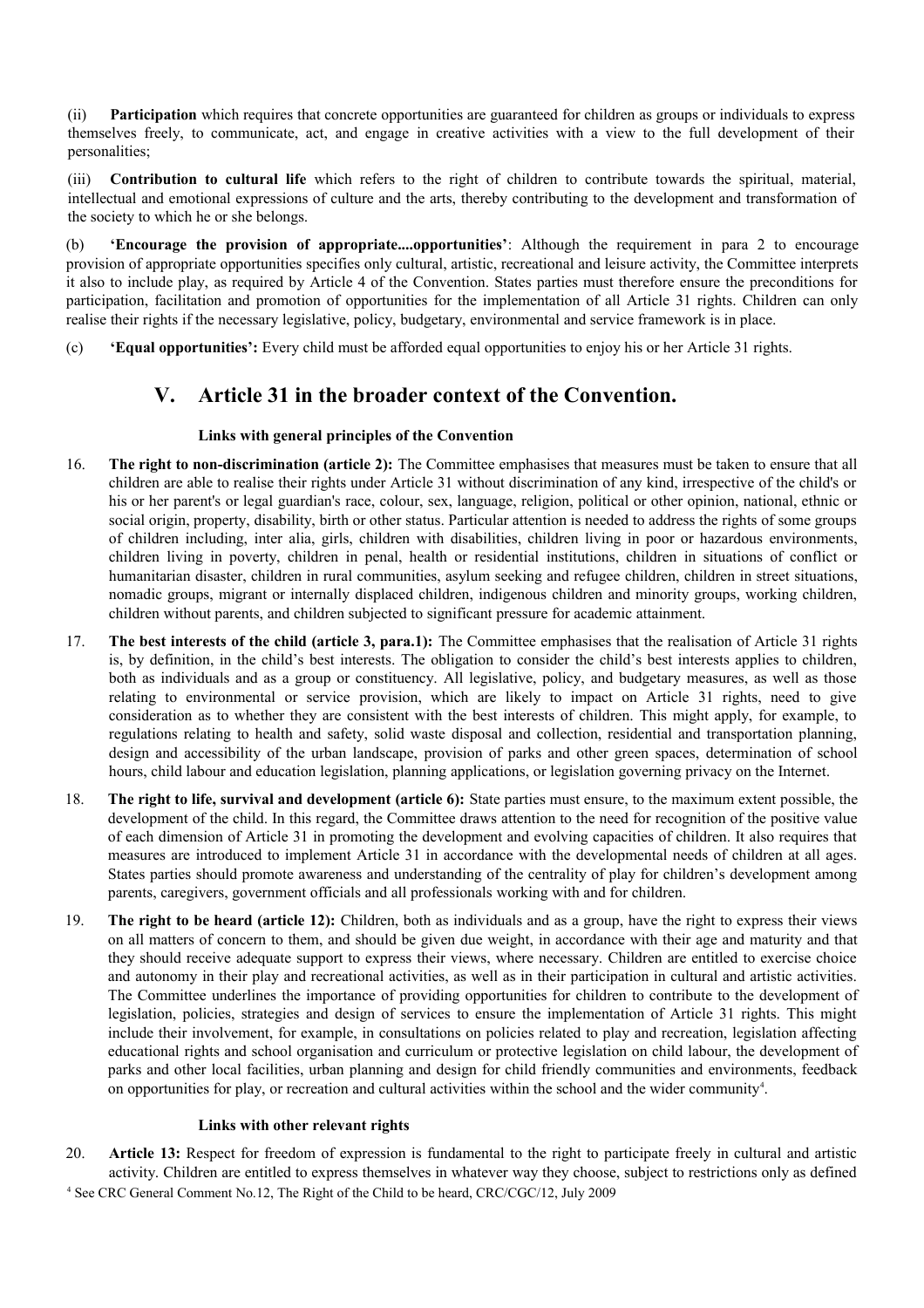(ii) **Participation** which requires that concrete opportunities are guaranteed for children as groups or individuals to express themselves freely, to communicate, act, and engage in creative activities with a view to the full development of their personalities;

(iii) **Contribution to cultural life** which refers to the right of children to contribute towards the spiritual, material, intellectual and emotional expressions of culture and the arts, thereby contributing to the development and transformation of the society to which he or she belongs.

(b) **'Encourage the provision of appropriate....opportunities'**: Although the requirement in para 2 to encourage provision of appropriate opportunities specifies only cultural, artistic, recreational and leisure activity, the Committee interprets it also to include play, as required by Article 4 of the Convention. States parties must therefore ensure the preconditions for participation, facilitation and promotion of opportunities for the implementation of all Article 31 rights. Children can only realise their rights if the necessary legislative, policy, budgetary, environmental and service framework is in place.

(c) **'Equal opportunities':** Every child must be afforded equal opportunities to enjoy his or her Article 31 rights.

## V. Article 31 in the broader context of the Convention.

### Links with general principles of the Convention

16. **The right to non-discrimination (article 2):** The Committee emphasises that measures must be taken to ensure that all children are able to realise their rights under Article 31 without discrimination of any kind, irrespective of the child's or his or her parent's or legal guardian's race, colour, sex, language, religion, political or other opinion, national, ethnic or social origin, property, disability, birth or other status. Particular attention is needed to address the rights of some groups of children including, inter alia, girls, children with disabilities, children living in poor or hazardous environments, children living in poverty, children in penal, health or residential institutions, children in situations of conflict or humanitarian disaster, children in rural communities, asylum seeking and refugee children, children in street situations, nomadic groups, migrant or internally displaced children, indigenous children and minority groups, working children, children without parents, and children subjected to significant pressure for academic attainment.

17. **The best interests of the child (article 3, para.1):** The Committee emphasises that the realisation of Article 31 rights is, by definition, in the child's best interests. The obligation to consider the child's best interests applies to children, both as individuals and as a group or constituency. All legislative, policy, and budgetary measures, as well as those relating to environmental or service provision, which are likely to impact on Article 31 rights, need to give consideration as to whether they are consistent with the best interests of children. This might apply, for example, to regulations relating to health and safety, solid waste disposal and collection, residential and transportation planning, design and accessibility of the urban landscape, provision of parks and other green spaces, determination of school hours, child labour and education legislation, planning applications, or legislation governing privacy on the Internet.

18. **The right to life, survival and development (article 6):** State parties must ensure, to the maximum extent possible, the development of the child. In this regard, the Committee draws attention to the need for recognition of the positive value of each dimension of Article 31 in promoting the development and evolving capacities of children. It also requires that measures are introduced to implement Article 31 in accordance with the developmental needs of children at all ages. States parties should promote awareness and understanding of the centrality of play for children's development among parents, caregivers, government officials and all professionals working with and for children.

19. **The right to be heard (article 12):** Children, both as individuals and as a group, have the right to express their views on all matters of concern to them, and should be given due weight, in accordance with their age and maturity and that they should receive adequate support to express their views, where necessary. Children are entitled to exercise choice and autonomy in their play and recreational activities, as well as in their participation in cultural and artistic activities. The Committee underlines the importance of providing opportunities for children to contribute to the development of legislation, policies, strategies and design of services to ensure the implementation of Article 31 rights. This might include their involvement, for example, in consultations on policies related to play and recreation, legislation affecting educational rights and school organisation and curriculum or protective legislation on child labour, the development of parks and other local facilities, urban planning and design for child friendly communities and environments, feedback on opportunities for play, or recreation and cultural activities within the school and the wider community[4].

### Links with other relevant rights

20. **Article 13:** Respect for freedom of expression is fundamental to the right to participate freely in cultural and artistic activity. Children are entitled to express themselves in whatever way they choose, subject to restrictions only as defined

[4] See CRC General Comment No.12, The Right of the Child to be heard, CRC/CGC/12, July 2009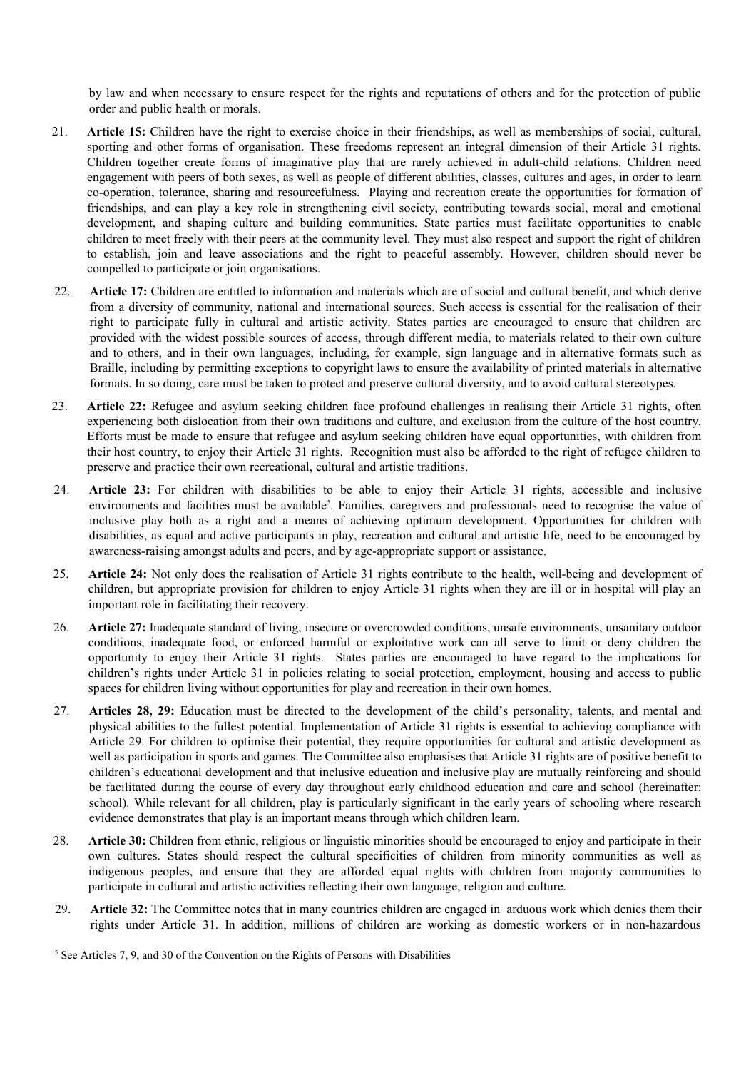by law and when necessary to ensure respect for the rights and reputations of others and for the protection of public order and public health or morals.

21. **Article 15:** Children have the right to exercise choice in their friendships, as well as memberships of social, cultural, sporting and other forms of organisation. These freedoms represent an integral dimension of their Article 31 rights. Children together create forms of imaginative play that are rarely achieved in adult-child relations. Children need engagement with peers of both sexes, as well as people of different abilities, classes, cultures and ages, in order to learn co-operation, tolerance, sharing and resourcefulness. Playing and recreation create the opportunities for formation of friendships, and can play a key role in strengthening civil society, contributing towards social, moral and emotional development, and shaping culture and building communities. State parties must facilitate opportunities to enable children to meet freely with their peers at the community level. They must also respect and support the right of children to establish, join and leave associations and the right to peaceful assembly. However, children should never be compelled to participate or join organisations.

22. **Article 17:** Children are entitled to information and materials which are of social and cultural benefit, and which derive from a diversity of community, national and international sources. Such access is essential for the realisation of their right to participate fully in cultural and artistic activity. States parties are encouraged to ensure that children are provided with the widest possible sources of access, through different media, to materials related to their own culture and to others, and in their own languages, including, for example, sign language and in alternative formats such as Braille, including by permitting exceptions to copyright laws to ensure the availability of printed materials in alternative formats. In so doing, care must be taken to protect and preserve cultural diversity, and to avoid cultural stereotypes.

23. **Article 22:** Refugee and asylum seeking children face profound challenges in realising their Article 31 rights, often experiencing both dislocation from their own traditions and culture, and exclusion from the culture of the host country. Efforts must be made to ensure that refugee and asylum seeking children have equal opportunities, with children from their host country, to enjoy their Article 31 rights. Recognition must also be afforded to the right of refugee children to preserve and practice their own recreational, cultural and artistic traditions.

24. **Article 23:** For children with disabilities to be able to enjoy their Article 31 rights, accessible and inclusive environments and facilities must be available[5]. Families, caregivers and professionals need to recognise the value of inclusive play both as a right and a means of achieving optimum development. Opportunities for children with disabilities, as equal and active participants in play, recreation and cultural and artistic life, need to be encouraged by awareness-raising amongst adults and peers, and by age-appropriate support or assistance.

25. **Article 24:** Not only does the realisation of Article 31 rights contribute to the health, well-being and development of children, but appropriate provision for children to enjoy Article 31 rights when they are ill or in hospital will play an important role in facilitating their recovery.

26. **Article 27:** Inadequate standard of living, insecure or overcrowded conditions, unsafe environments, unsanitary outdoor conditions, inadequate food, or enforced harmful or exploitative work can all serve to limit or deny children the opportunity to enjoy their Article 31 rights. States parties are encouraged to have regard to the implications for children's rights under Article 31 in policies relating to social protection, employment, housing and access to public spaces for children living without opportunities for play and recreation in their own homes.

27. **Articles 28, 29:** Education must be directed to the development of the child's personality, talents, and mental and physical abilities to the fullest potential. Implementation of Article 31 rights is essential to achieving compliance with Article 29. For children to optimise their potential, they require opportunities for cultural and artistic development as well as participation in sports and games. The Committee also emphasises that Article 31 rights are of positive benefit to children's educational development and that inclusive education and inclusive play are mutually reinforcing and should be facilitated during the course of every day throughout early childhood education and care and school (hereinafter: school). While relevant for all children, play is particularly significant in the early years of schooling where research evidence demonstrates that play is an important means through which children learn.

28. **Article 30:** Children from ethnic, religious or linguistic minorities should be encouraged to enjoy and participate in their own cultures. States should respect the cultural specificities of children from minority communities as well as indigenous peoples, and ensure that they are afforded equal rights with children from majority communities to participate in cultural and artistic activities reflecting their own language, religion and culture.

29. **Article 32:** The Committee notes that in many countries children are engaged in arduous work which denies them their rights under Article 31. In addition, millions of children are working as domestic workers or in non-hazardous

[5] See Articles 7, 9, and 30 of the Convention on the Rights of Persons with Disabilities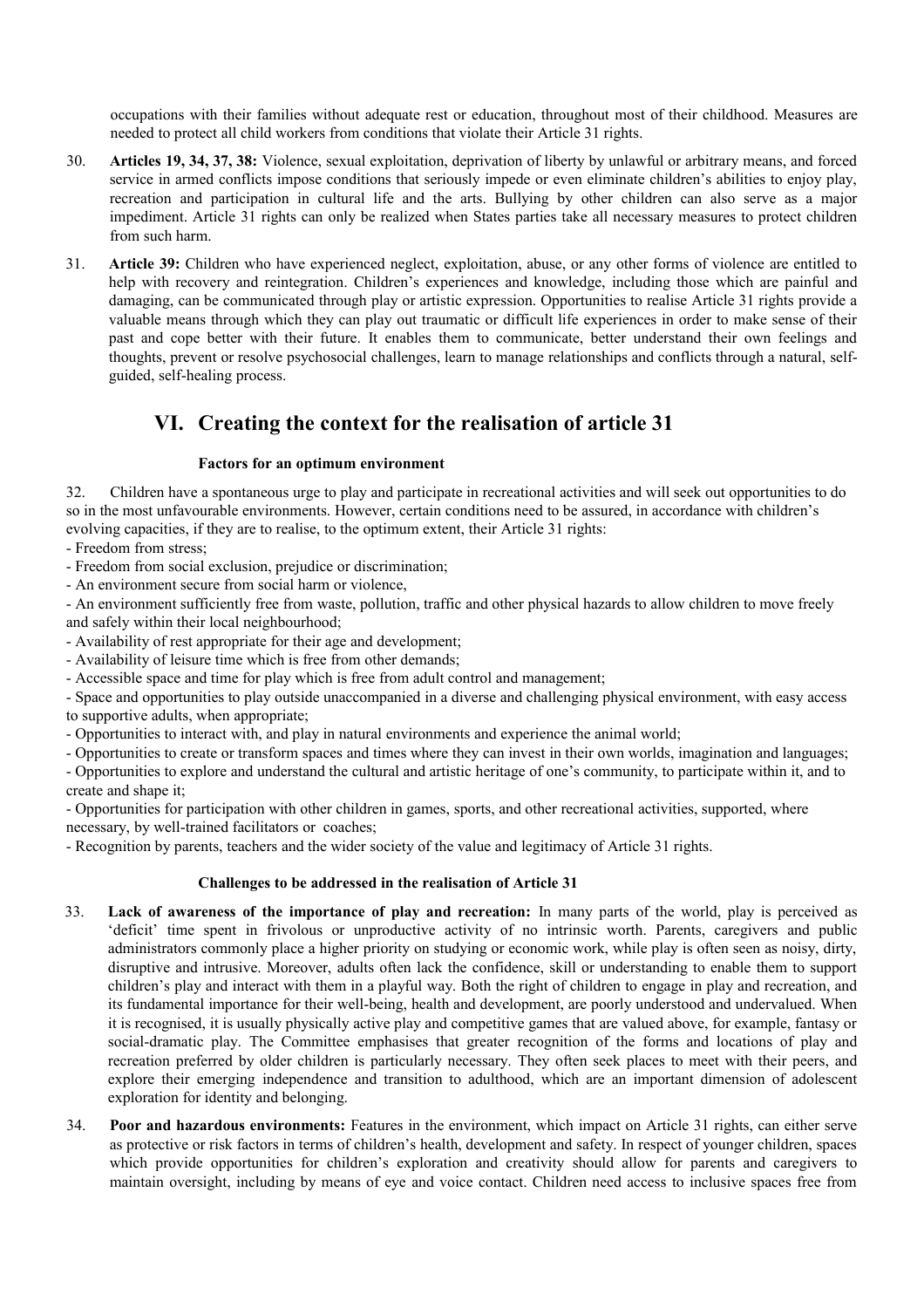occupations with their families without adequate rest or education, throughout most of their childhood. Measures are needed to protect all child workers from conditions that violate their Article 31 rights.

30. **Articles 19, 34, 37, 38:** Violence, sexual exploitation, deprivation of liberty by unlawful or arbitrary means, and forced service in armed conflicts impose conditions that seriously impede or even eliminate children's abilities to enjoy play, recreation and participation in cultural life and the arts. Bullying by other children can also serve as a major impediment. Article 31 rights can only be realized when States parties take all necessary measures to protect children from such harm.

31. **Article 39:** Children who have experienced neglect, exploitation, abuse, or any other forms of violence are entitled to help with recovery and reintegration. Children's experiences and knowledge, including those which are painful and damaging, can be communicated through play or artistic expression. Opportunities to realise Article 31 rights provide a valuable means through which they can play out traumatic or difficult life experiences in order to make sense of their past and cope better with their future. It enables them to communicate, better understand their own feelings and thoughts, prevent or resolve psychosocial challenges, learn to manage relationships and conflicts through a natural, self-guided, self-healing process.

## VI. Creating the context for the realisation of article 31

#### Factors for an optimum environment

32. Children have a spontaneous urge to play and participate in recreational activities and will seek out opportunities to do so in the most unfavourable environments. However, certain conditions need to be assured, in accordance with children's evolving capacities, if they are to realise, to the optimum extent, their Article 31 rights:

- Freedom from stress;
- Freedom from social exclusion, prejudice or discrimination;
- An environment secure from social harm or violence,
- An environment sufficiently free from waste, pollution, traffic and other physical hazards to allow children to move freely and safely within their local neighbourhood;
- Availability of rest appropriate for their age and development;
- Availability of leisure time which is free from other demands;
- Accessible space and time for play which is free from adult control and management;
- Space and opportunities to play outside unaccompanied in a diverse and challenging physical environment, with easy access to supportive adults, when appropriate;
- Opportunities to interact with, and play in natural environments and experience the animal world;
- Opportunities to create or transform spaces and times where they can invest in their own worlds, imagination and languages;
- Opportunities to explore and understand the cultural and artistic heritage of one's community, to participate within it, and to create and shape it;
- Opportunities for participation with other children in games, sports, and other recreational activities, supported, where necessary, by well-trained facilitators or coaches;
- Recognition by parents, teachers and the wider society of the value and legitimacy of Article 31 rights.

#### Challenges to be addressed in the realisation of Article 31

33. **Lack of awareness of the importance of play and recreation:** In many parts of the world, play is perceived as 'deficit' time spent in frivolous or unproductive activity of no intrinsic worth. Parents, caregivers and public administrators commonly place a higher priority on studying or economic work, while play is often seen as noisy, dirty, disruptive and intrusive. Moreover, adults often lack the confidence, skill or understanding to enable them to support children's play and interact with them in a playful way. Both the right of children to engage in play and recreation, and its fundamental importance for their well-being, health and development, are poorly understood and undervalued. When it is recognised, it is usually physically active play and competitive games that are valued above, for example, fantasy or social-dramatic play. The Committee emphasises that greater recognition of the forms and locations of play and recreation preferred by older children is particularly necessary. They often seek places to meet with their peers, and explore their emerging independence and transition to adulthood, which are an important dimension of adolescent exploration for identity and belonging.

34. **Poor and hazardous environments:** Features in the environment, which impact on Article 31 rights, can either serve as protective or risk factors in terms of children's health, development and safety. In respect of younger children, spaces which provide opportunities for children's exploration and creativity should allow for parents and caregivers to maintain oversight, including by means of eye and voice contact. Children need access to inclusive spaces free from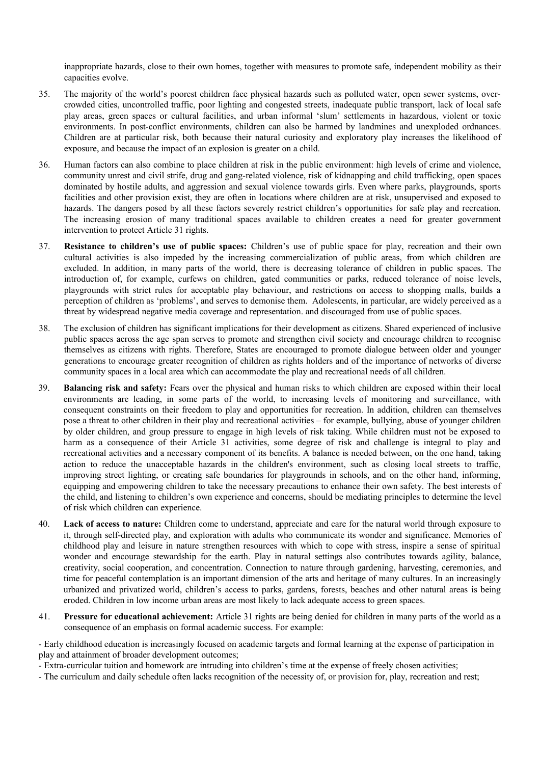inappropriate hazards, close to their own homes, together with measures to promote safe, independent mobility as their capacities evolve.

35. The majority of the world's poorest children face physical hazards such as polluted water, open sewer systems, overcrowded cities, uncontrolled traffic, poor lighting and congested streets, inadequate public transport, lack of local safe play areas, green spaces or cultural facilities, and urban informal 'slum' settlements in hazardous, violent or toxic environments. In post-conflict environments, children can also be harmed by landmines and unexploded ordnances. Children are at particular risk, both because their natural curiosity and exploratory play increases the likelihood of exposure, and because the impact of an explosion is greater on a child.

36. Human factors can also combine to place children at risk in the public environment: high levels of crime and violence, community unrest and civil strife, drug and gang-related violence, risk of kidnapping and child trafficking, open spaces dominated by hostile adults, and aggression and sexual violence towards girls. Even where parks, playgrounds, sports facilities and other provision exist, they are often in locations where children are at risk, unsupervised and exposed to hazards. The dangers posed by all these factors severely restrict children's opportunities for safe play and recreation. The increasing erosion of many traditional spaces available to children creates a need for greater government intervention to protect Article 31 rights.

37. **Resistance to children's use of public spaces:** Children's use of public space for play, recreation and their own cultural activities is also impeded by the increasing commercialization of public areas, from which children are excluded. In addition, in many parts of the world, there is decreasing tolerance of children in public spaces. The introduction of, for example, curfews on children, gated communities or parks, reduced tolerance of noise levels, playgrounds with strict rules for acceptable play behaviour, and restrictions on access to shopping malls, builds a perception of children as 'problems', and serves to demonise them. Adolescents, in particular, are widely perceived as a threat by widespread negative media coverage and representation. and discouraged from use of public spaces.

38. The exclusion of children has significant implications for their development as citizens. Shared experienced of inclusive public spaces across the age span serves to promote and strengthen civil society and encourage children to recognise themselves as citizens with rights. Therefore, States are encouraged to promote dialogue between older and younger generations to encourage greater recognition of children as rights holders and of the importance of networks of diverse community spaces in a local area which can accommodate the play and recreational needs of all children.

39. **Balancing risk and safety:** Fears over the physical and human risks to which children are exposed within their local environments are leading, in some parts of the world, to increasing levels of monitoring and surveillance, with consequent constraints on their freedom to play and opportunities for recreation. In addition, children can themselves pose a threat to other children in their play and recreational activities – for example, bullying, abuse of younger children by older children, and group pressure to engage in high levels of risk taking. While children must not be exposed to harm as a consequence of their Article 31 activities, some degree of risk and challenge is integral to play and recreational activities and a necessary component of its benefits. A balance is needed between, on the one hand, taking action to reduce the unacceptable hazards in the children's environment, such as closing local streets to traffic, improving street lighting, or creating safe boundaries for playgrounds in schools, and on the other hand, informing, equipping and empowering children to take the necessary precautions to enhance their own safety. The best interests of the child, and listening to children's own experience and concerns, should be mediating principles to determine the level of risk which children can experience.

40. **Lack of access to nature:** Children come to understand, appreciate and care for the natural world through exposure to it, through self-directed play, and exploration with adults who communicate its wonder and significance. Memories of childhood play and leisure in nature strengthen resources with which to cope with stress, inspire a sense of spiritual wonder and encourage stewardship for the earth. Play in natural settings also contributes towards agility, balance, creativity, social cooperation, and concentration. Connection to nature through gardening, harvesting, ceremonies, and time for peaceful contemplation is an important dimension of the arts and heritage of many cultures. In an increasingly urbanized and privatized world, children's access to parks, gardens, forests, beaches and other natural areas is being eroded. Children in low income urban areas are most likely to lack adequate access to green spaces.

41. **Pressure for educational achievement:** Article 31 rights are being denied for children in many parts of the world as a consequence of an emphasis on formal academic success. For example:

- Early childhood education is increasingly focused on academic targets and formal learning at the expense of participation in play and attainment of broader development outcomes;
- Extra-curricular tuition and homework are intruding into children's time at the expense of freely chosen activities;
- The curriculum and daily schedule often lacks recognition of the necessity of, or provision for, play, recreation and rest;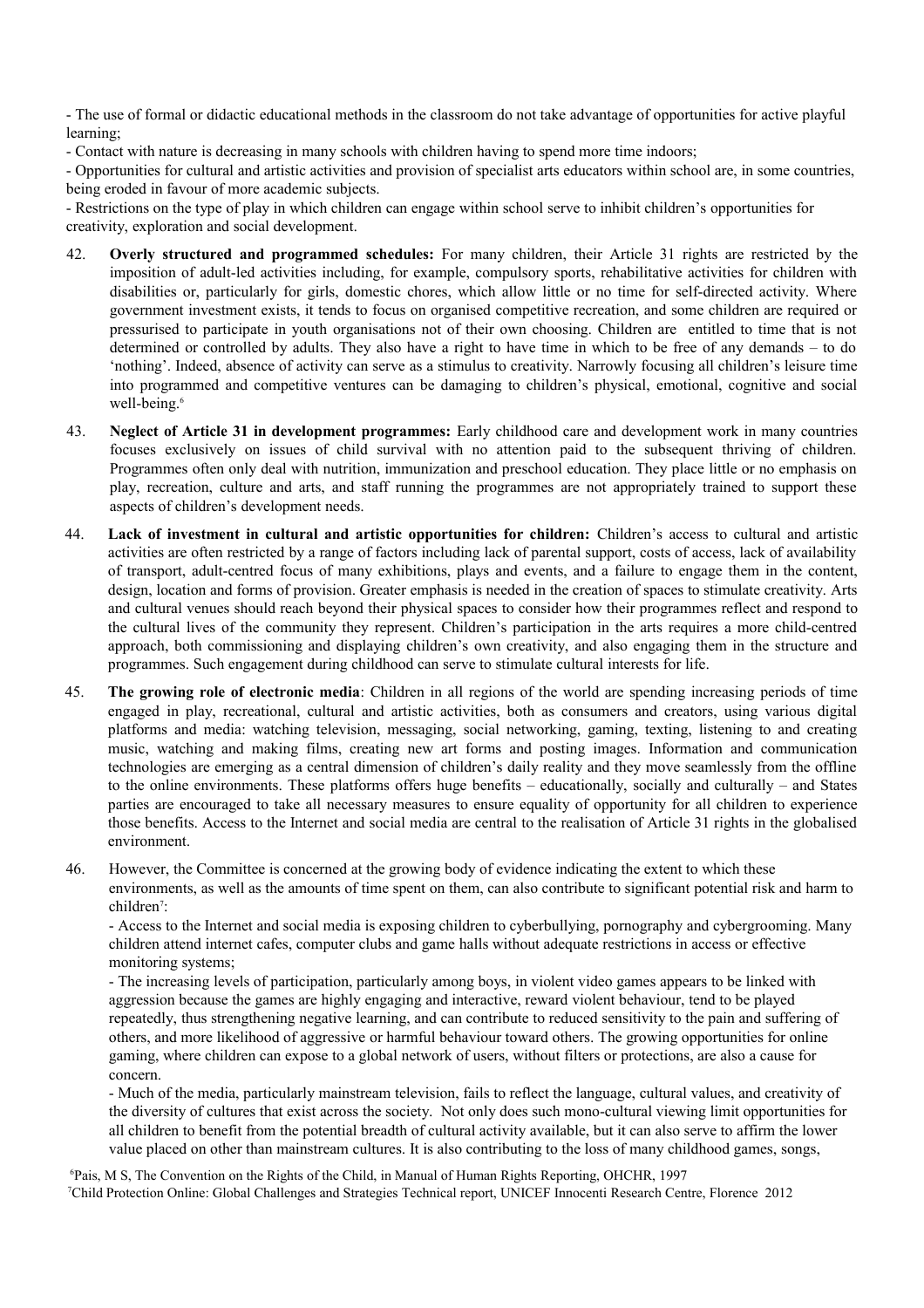- The use of formal or didactic educational methods in the classroom do not take advantage of opportunities for active playful learning;

- Contact with nature is decreasing in many schools with children having to spend more time indoors;

- Opportunities for cultural and artistic activities and provision of specialist arts educators within school are, in some countries, being eroded in favour of more academic subjects.

- Restrictions on the type of play in which children can engage within school serve to inhibit children's opportunities for creativity, exploration and social development.

42. **Overly structured and programmed schedules:** For many children, their Article 31 rights are restricted by the imposition of adult-led activities including, for example, compulsory sports, rehabilitative activities for children with disabilities or, particularly for girls, domestic chores, which allow little or no time for self-directed activity. Where government investment exists, it tends to focus on organised competitive recreation, and some children are required or pressurised to participate in youth organisations not of their own choosing. Children are entitled to time that is not determined or controlled by adults. They also have a right to have time in which to be free of any demands – to do 'nothing'. Indeed, absence of activity can serve as a stimulus to creativity. Narrowly focusing all children's leisure time into programmed and competitive ventures can be damaging to children's physical, emotional, cognitive and social well-being.[6]

43. **Neglect of Article 31 in development programmes:** Early childhood care and development work in many countries focuses exclusively on issues of child survival with no attention paid to the subsequent thriving of children. Programmes often only deal with nutrition, immunization and preschool education. They place little or no emphasis on play, recreation, culture and arts, and staff running the programmes are not appropriately trained to support these aspects of children's development needs.

44. **Lack of investment in cultural and artistic opportunities for children:** Children's access to cultural and artistic activities are often restricted by a range of factors including lack of parental support, costs of access, lack of availability of transport, adult-centred focus of many exhibitions, plays and events, and a failure to engage them in the content, design, location and forms of provision. Greater emphasis is needed in the creation of spaces to stimulate creativity. Arts and cultural venues should reach beyond their physical spaces to consider how their programmes reflect and respond to the cultural lives of the community they represent. Children's participation in the arts requires a more child-centred approach, both commissioning and displaying children's own creativity, and also engaging them in the structure and programmes. Such engagement during childhood can serve to stimulate cultural interests for life.

45. **The growing role of electronic media**: Children in all regions of the world are spending increasing periods of time engaged in play, recreational, cultural and artistic activities, both as consumers and creators, using various digital platforms and media: watching television, messaging, social networking, gaming, texting, listening to and creating music, watching and making films, creating new art forms and posting images. Information and communication technologies are emerging as a central dimension of children's daily reality and they move seamlessly from the offline to the online environments. These platforms offers huge benefits – educationally, socially and culturally – and States parties are encouraged to take all necessary measures to ensure equality of opportunity for all children to experience those benefits. Access to the Internet and social media are central to the realisation of Article 31 rights in the globalised environment.

46. However, the Committee is concerned at the growing body of evidence indicating the extent to which these environments, as well as the amounts of time spent on them, can also contribute to significant potential risk and harm to children[7]:

    - Access to the Internet and social media is exposing children to cyberbullying, pornography and cybergrooming. Many children attend internet cafes, computer clubs and game halls without adequate restrictions in access or effective monitoring systems;

    - The increasing levels of participation, particularly among boys, in violent video games appears to be linked with aggression because the games are highly engaging and interactive, reward violent behaviour, tend to be played repeatedly, thus strengthening negative learning, and can contribute to reduced sensitivity to the pain and suffering of others, and more likelihood of aggressive or harmful behaviour toward others. The growing opportunities for online gaming, where children can expose to a global network of users, without filters or protections, are also a cause for concern.

    - Much of the media, particularly mainstream television, fails to reflect the language, cultural values, and creativity of the diversity of cultures that exist across the society. Not only does such mono-cultural viewing limit opportunities for all children to benefit from the potential breadth of cultural activity available, but it can also serve to affirm the lower value placed on other than mainstream cultures. It is also contributing to the loss of many childhood games, songs,

[6] Pais, M S, The Convention on the Rights of the Child, in Manual of Human Rights Reporting, OHCHR, 1997

[7] Child Protection Online: Global Challenges and Strategies Technical report, UNICEF Innocenti Research Centre, Florence 2012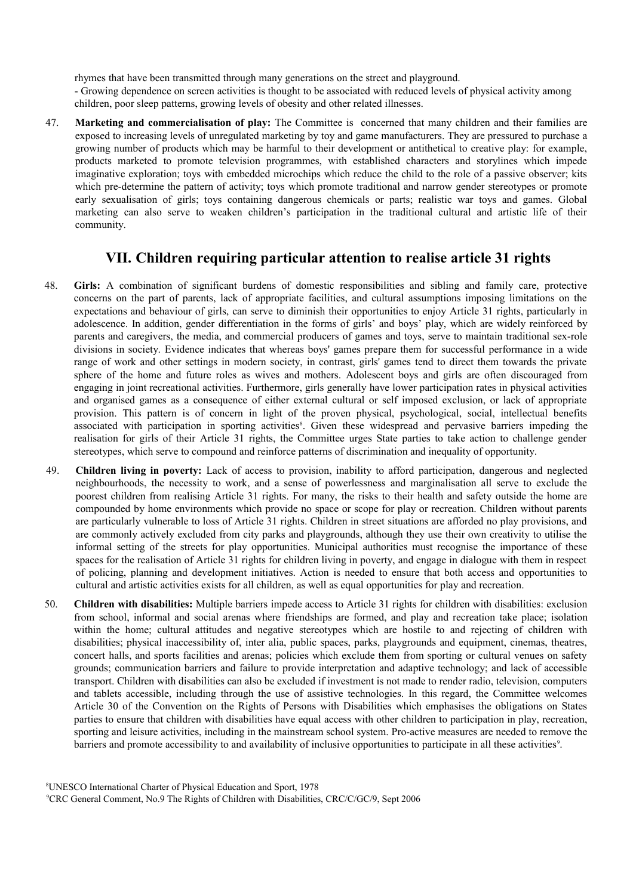rhymes that have been transmitted through many generations on the street and playground.

- Growing dependence on screen activities is thought to be associated with reduced levels of physical activity among children, poor sleep patterns, growing levels of obesity and other related illnesses.

47. **Marketing and commercialisation of play:** The Committee is concerned that many children and their families are exposed to increasing levels of unregulated marketing by toy and game manufacturers. They are pressured to purchase a growing number of products which may be harmful to their development or antithetical to creative play: for example, products marketed to promote television programmes, with established characters and storylines which impede imaginative exploration; toys with embedded microchips which reduce the child to the role of a passive observer; kits which pre-determine the pattern of activity; toys which promote traditional and narrow gender stereotypes or promote early sexualisation of girls; toys containing dangerous chemicals or parts; realistic war toys and games. Global marketing can also serve to weaken children's participation in the traditional cultural and artistic life of their community.

## VII. Children requiring particular attention to realise article 31 rights

48. **Girls:** A combination of significant burdens of domestic responsibilities and sibling and family care, protective concerns on the part of parents, lack of appropriate facilities, and cultural assumptions imposing limitations on the expectations and behaviour of girls, can serve to diminish their opportunities to enjoy Article 31 rights, particularly in adolescence. In addition, gender differentiation in the forms of girls' and boys' play, which are widely reinforced by parents and caregivers, the media, and commercial producers of games and toys, serve to maintain traditional sex-role divisions in society. Evidence indicates that whereas boys' games prepare them for successful performance in a wide range of work and other settings in modern society, in contrast, girls' games tend to direct them towards the private sphere of the home and future roles as wives and mothers. Adolescent boys and girls are often discouraged from engaging in joint recreational activities. Furthermore, girls generally have lower participation rates in physical activities and organised games as a consequence of either external cultural or self imposed exclusion, or lack of appropriate provision. This pattern is of concern in light of the proven physical, psychological, social, intellectual benefits associated with participation in sporting activities[8]. Given these widespread and pervasive barriers impeding the realisation for girls of their Article 31 rights, the Committee urges State parties to take action to challenge gender stereotypes, which serve to compound and reinforce patterns of discrimination and inequality of opportunity.

49. **Children living in poverty:** Lack of access to provision, inability to afford participation, dangerous and neglected neighbourhoods, the necessity to work, and a sense of powerlessness and marginalisation all serve to exclude the poorest children from realising Article 31 rights. For many, the risks to their health and safety outside the home are compounded by home environments which provide no space or scope for play or recreation. Children without parents are particularly vulnerable to loss of Article 31 rights. Children in street situations are afforded no play provisions, and are commonly actively excluded from city parks and playgrounds, although they use their own creativity to utilise the informal setting of the streets for play opportunities. Municipal authorities must recognise the importance of these spaces for the realisation of Article 31 rights for children living in poverty, and engage in dialogue with them in respect of policing, planning and development initiatives. Action is needed to ensure that both access and opportunities to cultural and artistic activities exists for all children, as well as equal opportunities for play and recreation.

50. **Children with disabilities:** Multiple barriers impede access to Article 31 rights for children with disabilities: exclusion from school, informal and social arenas where friendships are formed, and play and recreation take place; isolation within the home; cultural attitudes and negative stereotypes which are hostile to and rejecting of children with disabilities; physical inaccessibility of, inter alia, public spaces, parks, playgrounds and equipment, cinemas, theatres, concert halls, and sports facilities and arenas; policies which exclude them from sporting or cultural venues on safety grounds; communication barriers and failure to provide interpretation and adaptive technology; and lack of accessible transport. Children with disabilities can also be excluded if investment is not made to render radio, television, computers and tablets accessible, including through the use of assistive technologies. In this regard, the Committee welcomes Article 30 of the Convention on the Rights of Persons with Disabilities which emphasises the obligations on States parties to ensure that children with disabilities have equal access with other children to participation in play, recreation, sporting and leisure activities, including in the mainstream school system. Pro-active measures are needed to remove the barriers and promote accessibility to and availability of inclusive opportunities to participate in all these activities[9].

[8] UNESCO International Charter of Physical Education and Sport, 1978

[9] CRC General Comment, No.9 The Rights of Children with Disabilities, CRC/C/GC/9, Sept 2006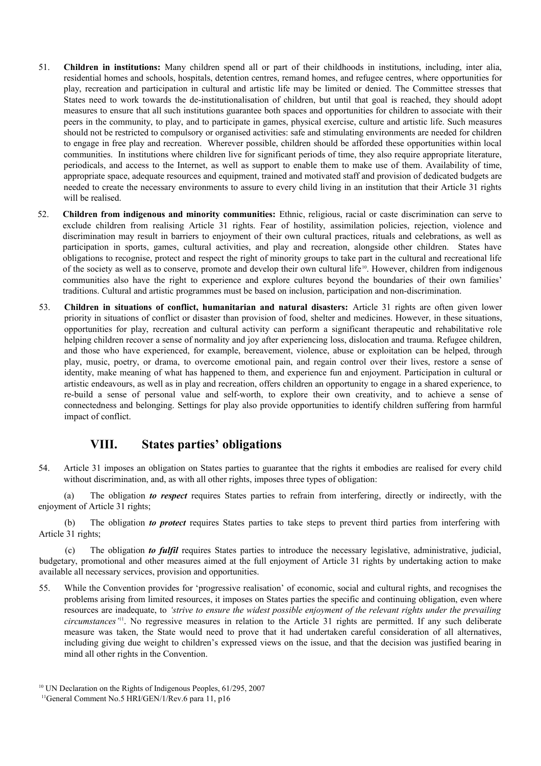51. **Children in institutions:** Many children spend all or part of their childhoods in institutions, including, inter alia, residential homes and schools, hospitals, detention centres, remand homes, and refugee centres, where opportunities for play, recreation and participation in cultural and artistic life may be limited or denied. The Committee stresses that States need to work towards the de-institutionalisation of children, but until that goal is reached, they should adopt measures to ensure that all such institutions guarantee both spaces and opportunities for children to associate with their peers in the community, to play, and to participate in games, physical exercise, culture and artistic life. Such measures should not be restricted to compulsory or organised activities: safe and stimulating environments are needed for children to engage in free play and recreation. Wherever possible, children should be afforded these opportunities within local communities. In institutions where children live for significant periods of time, they also require appropriate literature, periodicals, and access to the Internet, as well as support to enable them to make use of them. Availability of time, appropriate space, adequate resources and equipment, trained and motivated staff and provision of dedicated budgets are needed to create the necessary environments to assure to every child living in an institution that their Article 31 rights will be realised.

52. **Children from indigenous and minority communities:** Ethnic, religious, racial or caste discrimination can serve to exclude children from realising Article 31 rights. Fear of hostility, assimilation policies, rejection, violence and discrimination may result in barriers to enjoyment of their own cultural practices, rituals and celebrations, as well as participation in sports, games, cultural activities, and play and recreation, alongside other children. States have obligations to recognise, protect and respect the right of minority groups to take part in the cultural and recreational life of the society as well as to conserve, promote and develop their own cultural life[10]. However, children from indigenous communities also have the right to experience and explore cultures beyond the boundaries of their own families' traditions. Cultural and artistic programmes must be based on inclusion, participation and non-discrimination.

53. **Children in situations of conflict, humanitarian and natural disasters:** Article 31 rights are often given lower priority in situations of conflict or disaster than provision of food, shelter and medicines. However, in these situations, opportunities for play, recreation and cultural activity can perform a significant therapeutic and rehabilitative role helping children recover a sense of normality and joy after experiencing loss, dislocation and trauma. Refugee children, and those who have experienced, for example, bereavement, violence, abuse or exploitation can be helped, through play, music, poetry, or drama, to overcome emotional pain, and regain control over their lives, restore a sense of identity, make meaning of what has happened to them, and experience fun and enjoyment. Participation in cultural or artistic endeavours, as well as in play and recreation, offers children an opportunity to engage in a shared experience, to re-build a sense of personal value and self-worth, to explore their own creativity, and to achieve a sense of connectedness and belonging. Settings for play also provide opportunities to identify children suffering from harmful impact of conflict.

## VIII. States parties' obligations

54. Article 31 imposes an obligation on States parties to guarantee that the rights it embodies are realised for every child without discrimination, and, as with all other rights, imposes three types of obligation:

(a) The obligation ***to respect*** requires States parties to refrain from interfering, directly or indirectly, with the enjoyment of Article 31 rights;

(b) The obligation ***to protect*** requires States parties to take steps to prevent third parties from interfering with Article 31 rights;

(c) The obligation ***to fulfil*** requires States parties to introduce the necessary legislative, administrative, judicial, budgetary, promotional and other measures aimed at the full enjoyment of Article 31 rights by undertaking action to make available all necessary services, provision and opportunities.

55. While the Convention provides for 'progressive realisation' of economic, social and cultural rights, and recognises the problems arising from limited resources, it imposes on States parties the specific and continuing obligation, even where resources are inadequate, to *'strive to ensure the widest possible enjoyment of the relevant rights under the prevailing circumstances'*[11]. No regressive measures in relation to the Article 31 rights are permitted. If any such deliberate measure was taken, the State would need to prove that it had undertaken careful consideration of all alternatives, including giving due weight to children's expressed views on the issue, and that the decision was justified bearing in mind all other rights in the Convention.

[10] UN Declaration on the Rights of Indigenous Peoples, 61/295, 2007

[11] General Comment No.5 HRI/GEN/1/Rev.6 para 11, p16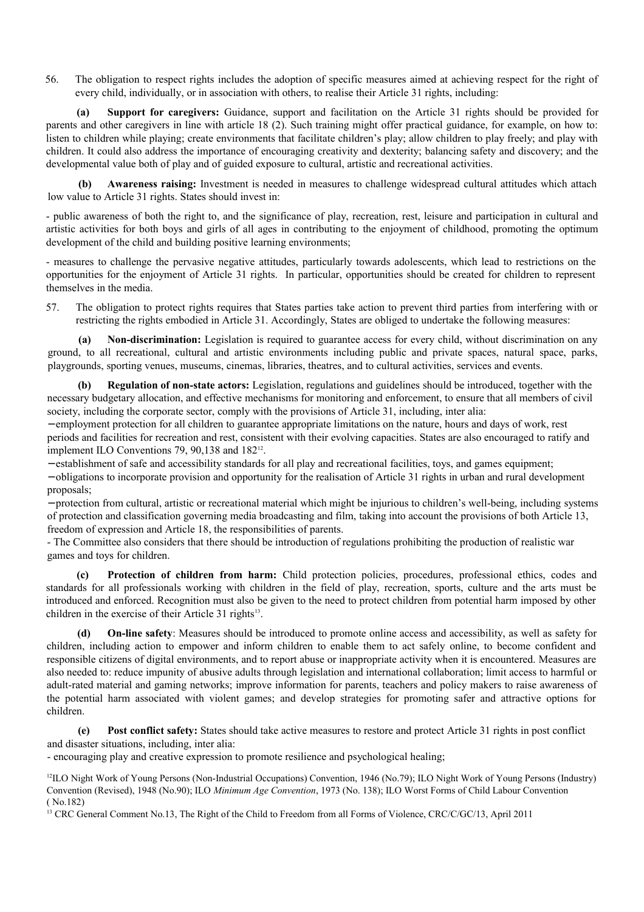56. The obligation to respect rights includes the adoption of specific measures aimed at achieving respect for the right of every child, individually, or in association with others, to realise their Article 31 rights, including:

**(a) Support for caregivers:** Guidance, support and facilitation on the Article 31 rights should be provided for parents and other caregivers in line with article 18 (2). Such training might offer practical guidance, for example, on how to: listen to children while playing; create environments that facilitate children's play; allow children to play freely; and play with children. It could also address the importance of encouraging creativity and dexterity; balancing safety and discovery; and the developmental value both of play and of guided exposure to cultural, artistic and recreational activities.

**(b) Awareness raising:** Investment is needed in measures to challenge widespread cultural attitudes which attach low value to Article 31 rights. States should invest in:

- public awareness of both the right to, and the significance of play, recreation, rest, leisure and participation in cultural and artistic activities for both boys and girls of all ages in contributing to the enjoyment of childhood, promoting the optimum development of the child and building positive learning environments;

- measures to challenge the pervasive negative attitudes, particularly towards adolescents, which lead to restrictions on the opportunities for the enjoyment of Article 31 rights. In particular, opportunities should be created for children to represent themselves in the media.

57. The obligation to protect rights requires that States parties take action to prevent third parties from interfering with or restricting the rights embodied in Article 31. Accordingly, States are obliged to undertake the following measures:

**(a) Non-discrimination:** Legislation is required to guarantee access for every child, without discrimination on any ground, to all recreational, cultural and artistic environments including public and private spaces, natural space, parks, playgrounds, sporting venues, museums, cinemas, libraries, theatres, and to cultural activities, services and events.

**(b) Regulation of non-state actors:** Legislation, regulations and guidelines should be introduced, together with the necessary budgetary allocation, and effective mechanisms for monitoring and enforcement, to ensure that all members of civil society, including the corporate sector, comply with the provisions of Article 31, including, inter alia:

- employment protection for all children to guarantee appropriate limitations on the nature, hours and days of work, rest periods and facilities for recreation and rest, consistent with their evolving capacities. States are also encouraged to ratify and implement ILO Conventions 79, 90,138 and 182[12].
- establishment of safe and accessibility standards for all play and recreational facilities, toys, and games equipment;
- obligations to incorporate provision and opportunity for the realisation of Article 31 rights in urban and rural development proposals;
- protection from cultural, artistic or recreational material which might be injurious to children's well-being, including systems of protection and classification governing media broadcasting and film, taking into account the provisions of both Article 13, freedom of expression and Article 18, the responsibilities of parents.
- The Committee also considers that there should be introduction of regulations prohibiting the production of realistic war games and toys for children.

**(c) Protection of children from harm:** Child protection policies, procedures, professional ethics, codes and standards for all professionals working with children in the field of play, recreation, sports, culture and the arts must be introduced and enforced. Recognition must also be given to the need to protect children from potential harm imposed by other children in the exercise of their Article 31 rights[13].

**(d) On-line safety**: Measures should be introduced to promote online access and accessibility, as well as safety for children, including action to empower and inform children to enable them to act safely online, to become confident and responsible citizens of digital environments, and to report abuse or inappropriate activity when it is encountered. Measures are also needed to: reduce impunity of abusive adults through legislation and international collaboration; limit access to harmful or adult-rated material and gaming networks; improve information for parents, teachers and policy makers to raise awareness of the potential harm associated with violent games; and develop strategies for promoting safer and attractive options for children.

**(e) Post conflict safety:** States should take active measures to restore and protect Article 31 rights in post conflict and disaster situations, including, inter alia:

- encouraging play and creative expression to promote resilience and psychological healing;

[12] ILO Night Work of Young Persons (Non-Industrial Occupations) Convention, 1946 (No.79); ILO Night Work of Young Persons (Industry) Convention (Revised), 1948 (No.90); ILO *Minimum Age Convention*, 1973 (No. 138); ILO Worst Forms of Child Labour Convention ( No.182)

[13] CRC General Comment No.13, The Right of the Child to Freedom from all Forms of Violence, CRC/C/GC/13, April 2011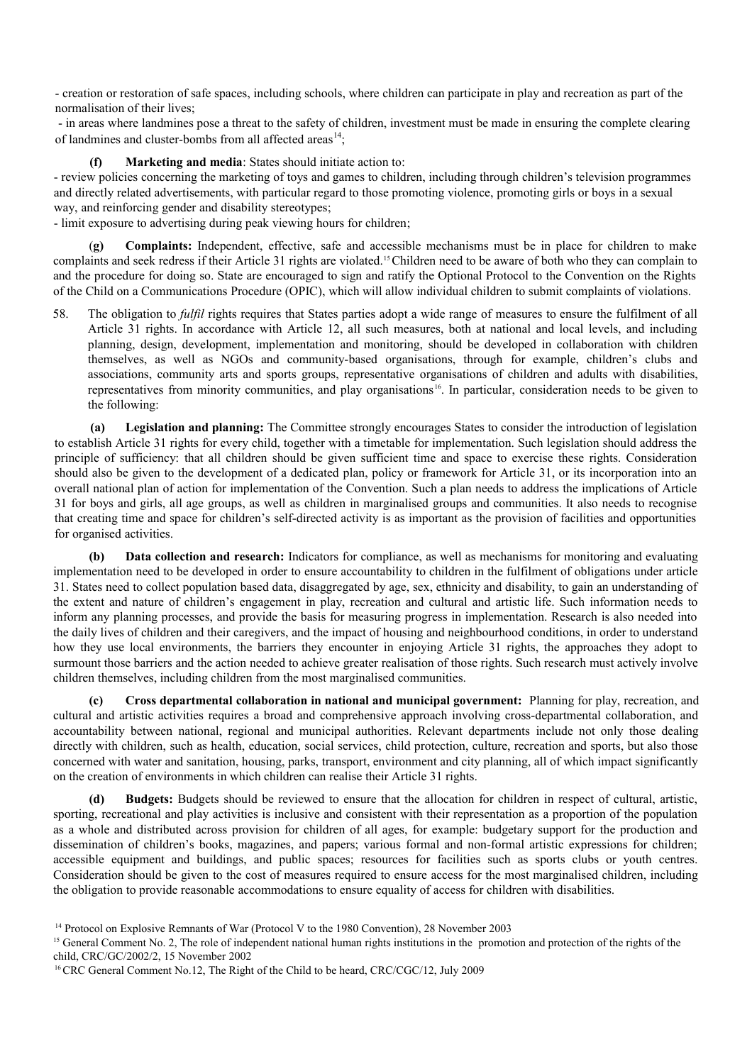- creation or restoration of safe spaces, including schools, where children can participate in play and recreation as part of the normalisation of their lives;

- in areas where landmines pose a threat to the safety of children, investment must be made in ensuring the complete clearing of landmines and cluster-bombs from all affected areas[14];

**(f) Marketing and media**: States should initiate action to:

- review policies concerning the marketing of toys and games to children, including through children's television programmes and directly related advertisements, with particular regard to those promoting violence, promoting girls or boys in a sexual way, and reinforcing gender and disability stereotypes;
- limit exposure to advertising during peak viewing hours for children;

**(g) Complaints:** Independent, effective, safe and accessible mechanisms must be in place for children to make complaints and seek redress if their Article 31 rights are violated.[15] Children need to be aware of both who they can complain to and the procedure for doing so. State are encouraged to sign and ratify the Optional Protocol to the Convention on the Rights of the Child on a Communications Procedure (OPIC), which will allow individual children to submit complaints of violations.

58. The obligation to *fulfil* rights requires that States parties adopt a wide range of measures to ensure the fulfilment of all Article 31 rights. In accordance with Article 12, all such measures, both at national and local levels, and including planning, design, development, implementation and monitoring, should be developed in collaboration with children themselves, as well as NGOs and community-based organisations, through for example, children's clubs and associations, community arts and sports groups, representative organisations of children and adults with disabilities, representatives from minority communities, and play organisations[16]. In particular, consideration needs to be given to the following:

**(a) Legislation and planning:** The Committee strongly encourages States to consider the introduction of legislation to establish Article 31 rights for every child, together with a timetable for implementation. Such legislation should address the principle of sufficiency: that all children should be given sufficient time and space to exercise these rights. Consideration should also be given to the development of a dedicated plan, policy or framework for Article 31, or its incorporation into an overall national plan of action for implementation of the Convention. Such a plan needs to address the implications of Article 31 for boys and girls, all age groups, as well as children in marginalised groups and communities. It also needs to recognise that creating time and space for children's self-directed activity is as important as the provision of facilities and opportunities for organised activities.

**(b) Data collection and research:** Indicators for compliance, as well as mechanisms for monitoring and evaluating implementation need to be developed in order to ensure accountability to children in the fulfilment of obligations under article 31. States need to collect population based data, disaggregated by age, sex, ethnicity and disability, to gain an understanding of the extent and nature of children's engagement in play, recreation and cultural and artistic life. Such information needs to inform any planning processes, and provide the basis for measuring progress in implementation. Research is also needed into the daily lives of children and their caregivers, and the impact of housing and neighbourhood conditions, in order to understand how they use local environments, the barriers they encounter in enjoying Article 31 rights, the approaches they adopt to surmount those barriers and the action needed to achieve greater realisation of those rights. Such research must actively involve children themselves, including children from the most marginalised communities.

**(c) Cross departmental collaboration in national and municipal government:** Planning for play, recreation, and cultural and artistic activities requires a broad and comprehensive approach involving cross-departmental collaboration, and accountability between national, regional and municipal authorities. Relevant departments include not only those dealing directly with children, such as health, education, social services, child protection, culture, recreation and sports, but also those concerned with water and sanitation, housing, parks, transport, environment and city planning, all of which impact significantly on the creation of environments in which children can realise their Article 31 rights.

**(d) Budgets:** Budgets should be reviewed to ensure that the allocation for children in respect of cultural, artistic, sporting, recreational and play activities is inclusive and consistent with their representation as a proportion of the population as a whole and distributed across provision for children of all ages, for example: budgetary support for the production and dissemination of children's books, magazines, and papers; various formal and non-formal artistic expressions for children; accessible equipment and buildings, and public spaces; resources for facilities such as sports clubs or youth centres. Consideration should be given to the cost of measures required to ensure access for the most marginalised children, including the obligation to provide reasonable accommodations to ensure equality of access for children with disabilities.

---

[14] Protocol on Explosive Remnants of War (Protocol V to the 1980 Convention), 28 November 2003

[15] General Comment No. 2, The role of independent national human rights institutions in the promotion and protection of the rights of the child, CRC/GC/2002/2, 15 November 2002

[16] CRC General Comment No.12, The Right of the Child to be heard, CRC/CGC/12, July 2009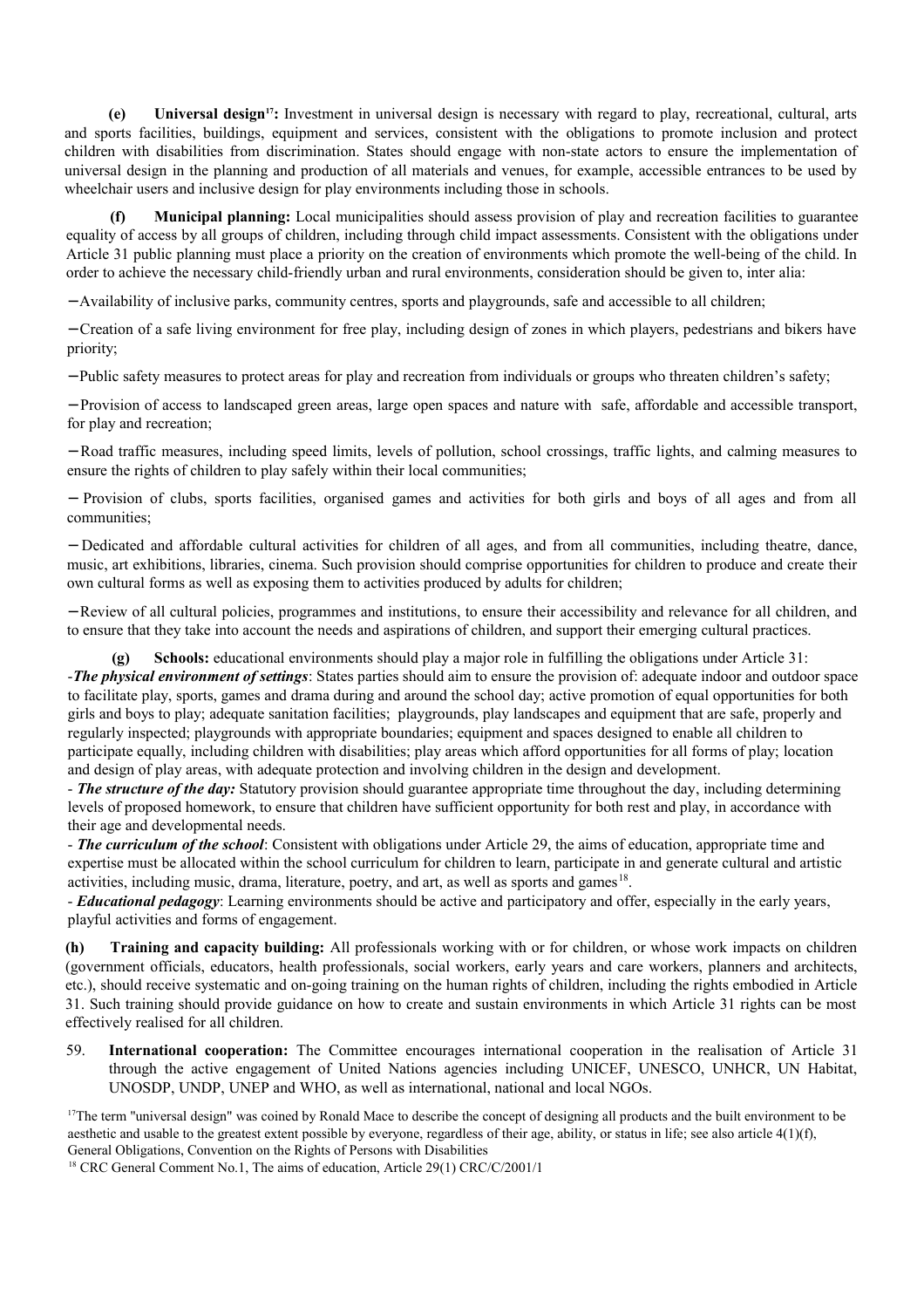**(e) Universal design**[17]**:** Investment in universal design is necessary with regard to play, recreational, cultural, arts and sports facilities, buildings, equipment and services, consistent with the obligations to promote inclusion and protect children with disabilities from discrimination. States should engage with non-state actors to ensure the implementation of universal design in the planning and production of all materials and venues, for example, accessible entrances to be used by wheelchair users and inclusive design for play environments including those in schools.

**(f) Municipal planning:** Local municipalities should assess provision of play and recreation facilities to guarantee equality of access by all groups of children, including through child impact assessments. Consistent with the obligations under Article 31 public planning must place a priority on the creation of environments which promote the well-being of the child. In order to achieve the necessary child-friendly urban and rural environments, consideration should be given to, inter alia:

– Availability of inclusive parks, community centres, sports and playgrounds, safe and accessible to all children;

– Creation of a safe living environment for free play, including design of zones in which players, pedestrians and bikers have priority;

– Public safety measures to protect areas for play and recreation from individuals or groups who threaten children's safety;

– Provision of access to landscaped green areas, large open spaces and nature with safe, affordable and accessible transport, for play and recreation;

– Road traffic measures, including speed limits, levels of pollution, school crossings, traffic lights, and calming measures to ensure the rights of children to play safely within their local communities;

– Provision of clubs, sports facilities, organised games and activities for both girls and boys of all ages and from all communities;

– Dedicated and affordable cultural activities for children of all ages, and from all communities, including theatre, dance, music, art exhibitions, libraries, cinema. Such provision should comprise opportunities for children to produce and create their own cultural forms as well as exposing them to activities produced by adults for children;

– Review of all cultural policies, programmes and institutions, to ensure their accessibility and relevance for all children, and to ensure that they take into account the needs and aspirations of children, and support their emerging cultural practices.

**(g) Schools:** educational environments should play a major role in fulfilling the obligations under Article 31:

- ***The physical environment of settings***: States parties should aim to ensure the provision of: adequate indoor and outdoor space to facilitate play, sports, games and drama during and around the school day; active promotion of equal opportunities for both girls and boys to play; adequate sanitation facilities; playgrounds, play landscapes and equipment that are safe, properly and regularly inspected; playgrounds with appropriate boundaries; equipment and spaces designed to enable all children to participate equally, including children with disabilities; play areas which afford opportunities for all forms of play; location and design of play areas, with adequate protection and involving children in the design and development.
- ***The structure of the day:*** Statutory provision should guarantee appropriate time throughout the day, including determining levels of proposed homework, to ensure that children have sufficient opportunity for both rest and play, in accordance with their age and developmental needs.
- ***The curriculum of the school***: Consistent with obligations under Article 29, the aims of education, appropriate time and expertise must be allocated within the school curriculum for children to learn, participate in and generate cultural and artistic activities, including music, drama, literature, poetry, and art, as well as sports and games[18].
- ***Educational pedagogy***: Learning environments should be active and participatory and offer, especially in the early years, playful activities and forms of engagement.

**(h) Training and capacity building:** All professionals working with or for children, or whose work impacts on children (government officials, educators, health professionals, social workers, early years and care workers, planners and architects, etc.), should receive systematic and on-going training on the human rights of children, including the rights embodied in Article 31. Such training should provide guidance on how to create and sustain environments in which Article 31 rights can be most effectively realised for all children.

59. **International cooperation:** The Committee encourages international cooperation in the realisation of Article 31 through the active engagement of United Nations agencies including UNICEF, UNESCO, UNHCR, UN Habitat, UNOSDP, UNDP, UNEP and WHO, as well as international, national and local NGOs.

[17] The term "universal design" was coined by Ronald Mace to describe the concept of designing all products and the built environment to be aesthetic and usable to the greatest extent possible by everyone, regardless of their age, ability, or status in life; see also article 4(1)(f), General Obligations, Convention on the Rights of Persons with Disabilities

[18] CRC General Comment No.1, The aims of education, Article 29(1) CRC/C/2001/1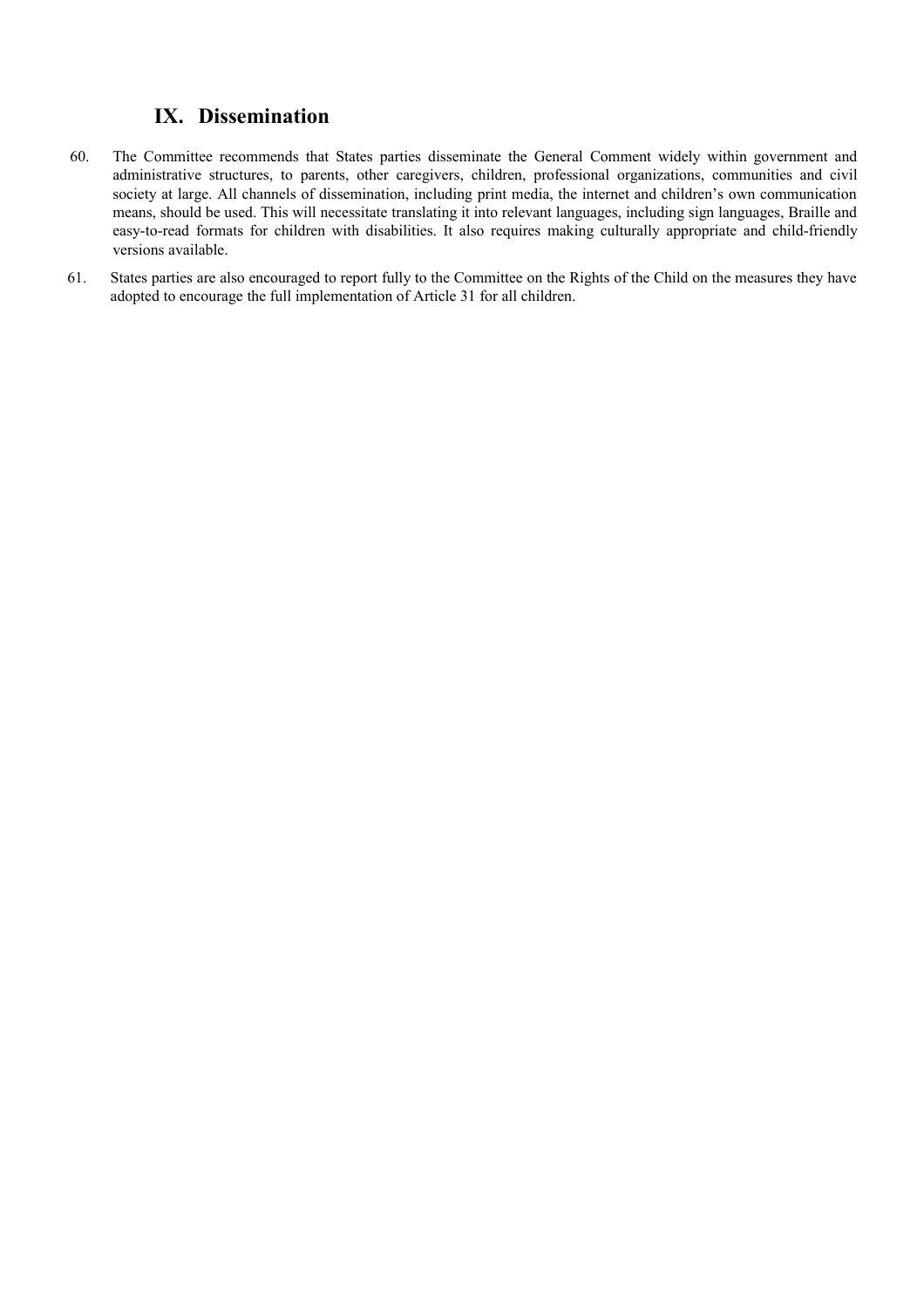# IX. Dissemination

60. The Committee recommends that States parties disseminate the General Comment widely within government and administrative structures, to parents, other caregivers, children, professional organizations, communities and civil society at large. All channels of dissemination, including print media, the internet and children's own communication means, should be used. This will necessitate translating it into relevant languages, including sign languages, Braille and easy-to-read formats for children with disabilities. It also requires making culturally appropriate and child-friendly versions available.

61. States parties are also encouraged to report fully to the Committee on the Rights of the Child on the measures they have adopted to encourage the full implementation of Article 31 for all children.